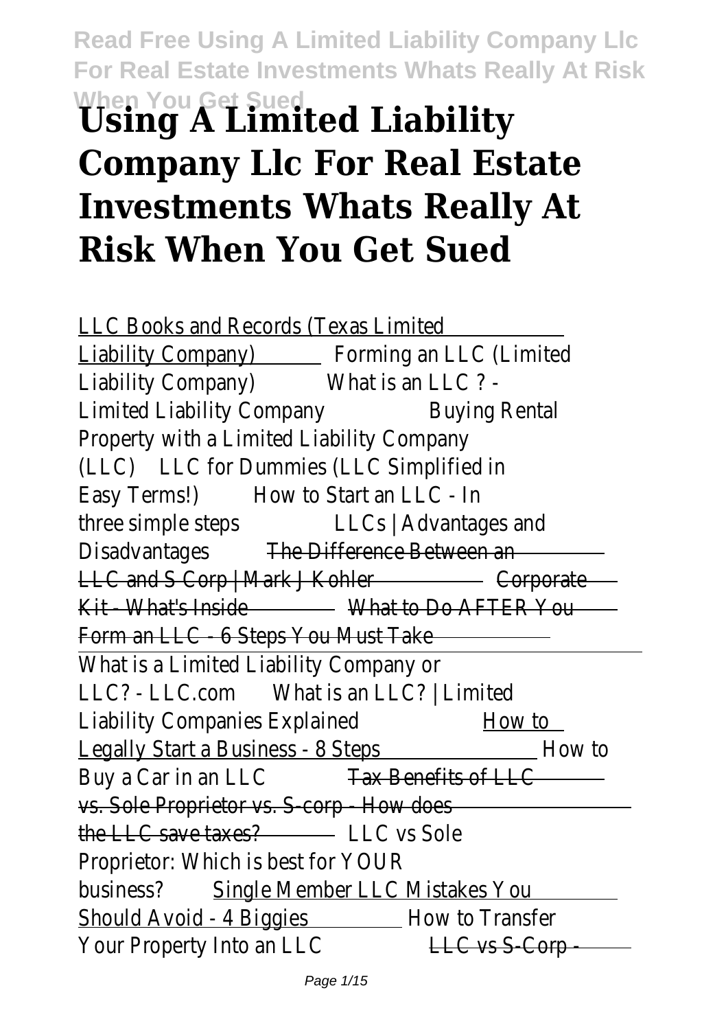# Using A Limited Liability Company Llc For Real Estate Investments Whats Really At Risk When You Get Sued

LLC Books and Records (Texas Limited Liability Company) Forming an LLC (Limited Liability Company) What is an LLC ? - Limited Liability Company Buying Rental Property with a Limited Liability Company (LLC) LLC for Dummies (LLC Simplified in Easy Terms!) How to Start an LLC - In three simple steps LLCs | Advantages and Disadvantages The Difference Between an LLC and S Corp | Mark J Kohler Corporate Kit - What's Inside What to Do AFTER You Form an LLC - 6 Steps You Must Take

What is a Limited Liability Company or LLC? - LLC.com What is an LLC? | Limited Liability Companies Explained How to Legally Start a Business - 8 Steps How to Buy a Car in an LLC Tax Benefits of LLC vs. Sole Proprietor vs. S-corp - How does the LLC save taxes? LLC vs Sole Proprietor: Which is best for YOUR business? Single Member LLC Mistakes You Should Avoid - 4 Biggies How to Transfer Your Property Into an LLC LLC vs S-Corp -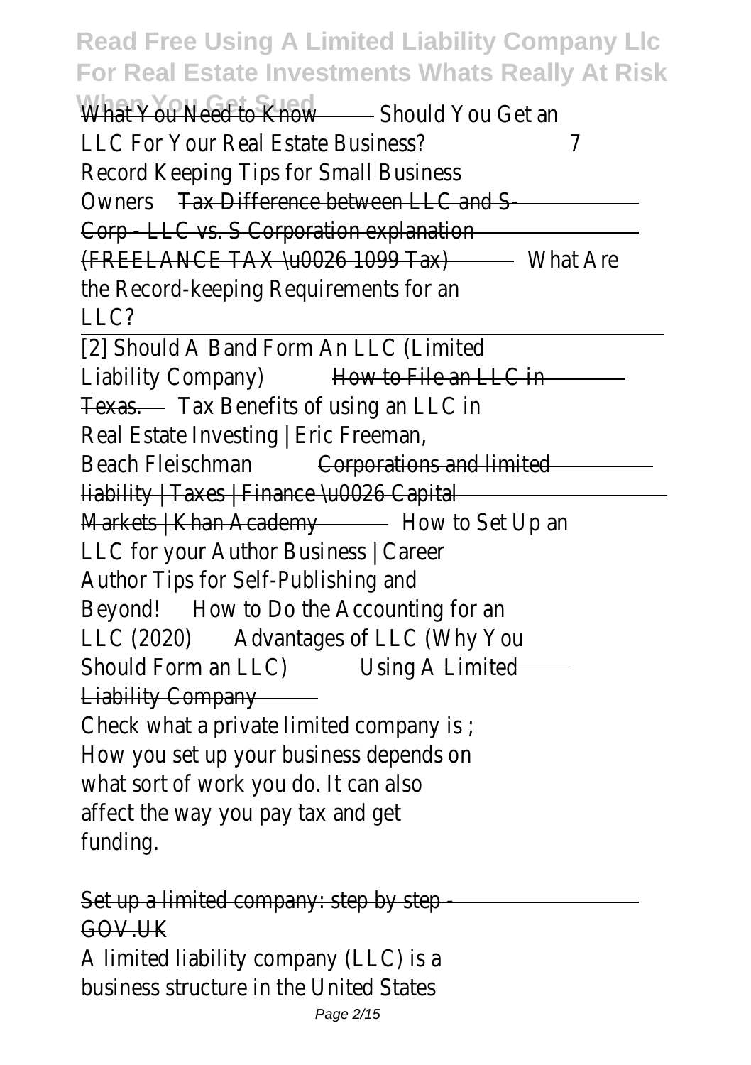What You Need to Know Should You Get an LLC For Your Real Estate Business? 7 Record Keeping Tips for Small Business Owners ~~Tax Difference between LLC and S-Corp - LLC vs. S Corporation explanation (FREELANCE TAX \u0026 1099 Tax)~~ What Are the Record-keeping Requirements for an LLC?

[2] Should A Band Form An LLC (Limited Liability Company) ~~How to File an LLC in Texas.~~ Tax Benefits of using an LLC in Real Estate Investing | Eric Freeman, Beach Fleischman ~~Corporations and limited liability | Taxes | Finance \u0026 Capital Markets | Khan Academy~~ How to Set Up an LLC for your Author Business | Career Author Tips for Self-Publishing and Beyond! How to Do the Accounting for an LLC (2020) Advantages of LLC (Why You Should Form an LLC) ~~Using A Limited Liability Company~~

Check what a private limited company is ; How you set up your business depends on what sort of work you do. It can also affect the way you pay tax and get funding.

~~Set up a limited company: step by step - GOV.UK~~

A limited liability company (LLC) is a business structure in the United States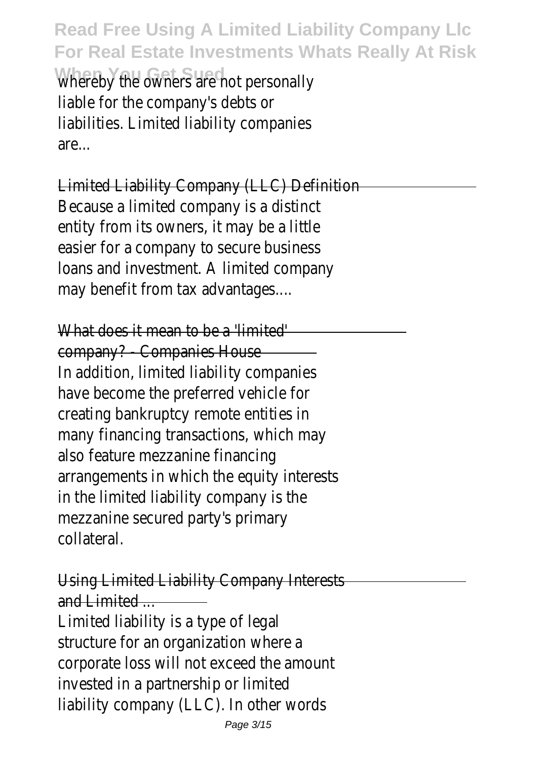whereby the owners are not personally liable for the company's debts or liabilities. Limited liability companies are...

Limited Liability Company (LLC) Definition

Because a limited company is a distinct entity from its owners, it may be a little easier for a company to secure business loans and investment. A limited company may benefit from tax advantages....

What does it mean to be a 'limited' company? - Companies House

In addition, limited liability companies have become the preferred vehicle for creating bankruptcy remote entities in many financing transactions, which may also feature mezzanine financing arrangements in which the equity interests in the limited liability company is the mezzanine secured party's primary collateral.

Using Limited Liability Company Interests and Limited ...

Limited liability is a type of legal structure for an organization where a corporate loss will not exceed the amount invested in a partnership or limited liability company (LLC). In other words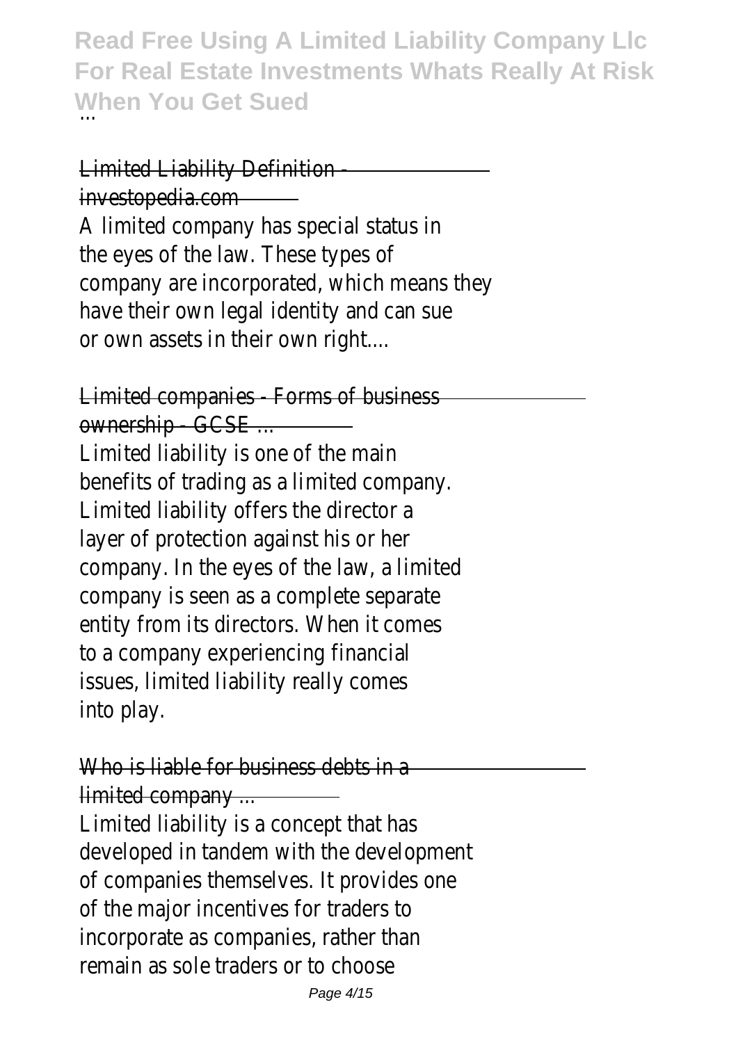...

Limited Liability Definition - investopedia.com

A limited company has special status in the eyes of the law. These types of company are incorporated, which means they have their own legal identity and can sue or own assets in their own right....

Limited companies - Forms of business ownership - GCSE ...

Limited liability is one of the main benefits of trading as a limited company. Limited liability offers the director a layer of protection against his or her company. In the eyes of the law, a limited company is seen as a complete separate entity from its directors. When it comes to a company experiencing financial issues, limited liability really comes into play.

Who is liable for business debts in a limited company ...

Limited liability is a concept that has developed in tandem with the development of companies themselves. It provides one of the major incentives for traders to incorporate as companies, rather than remain as sole traders or to choose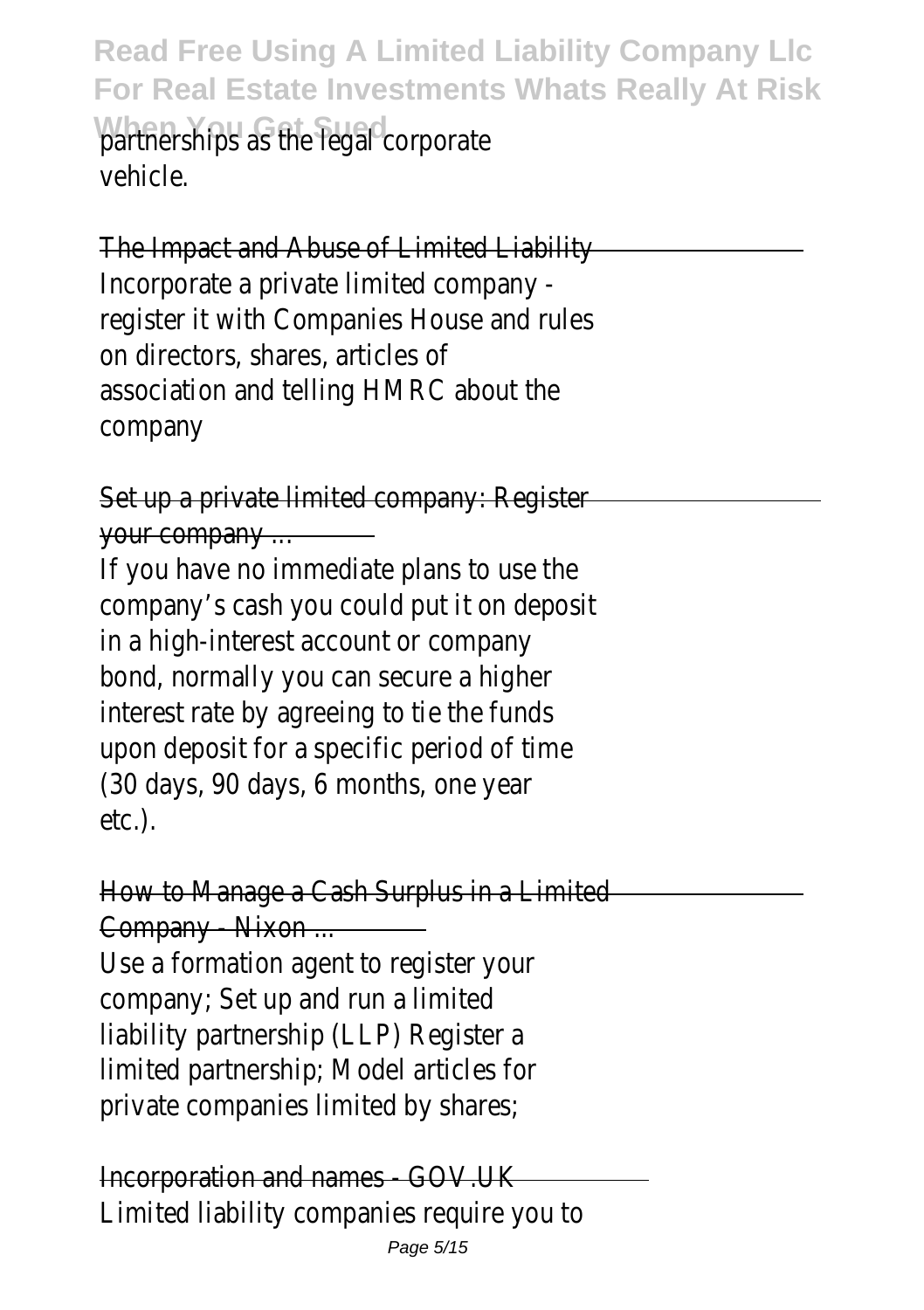partnerships as the legal corporate vehicle.

The Impact and Abuse of Limited Liability

Incorporate a private limited company - register it with Companies House and rules on directors, shares, articles of association and telling HMRC about the company

Set up a private limited company: Register your company ...

If you have no immediate plans to use the company's cash you could put it on deposit in a high-interest account or company bond, normally you can secure a higher interest rate by agreeing to tie the funds upon deposit for a specific period of time (30 days, 90 days, 6 months, one year etc.).

How to Manage a Cash Surplus in a Limited Company - Nixon ...

Use a formation agent to register your company; Set up and run a limited liability partnership (LLP) Register a limited partnership; Model articles for private companies limited by shares;

Incorporation and names - GOV.UK

Limited liability companies require you to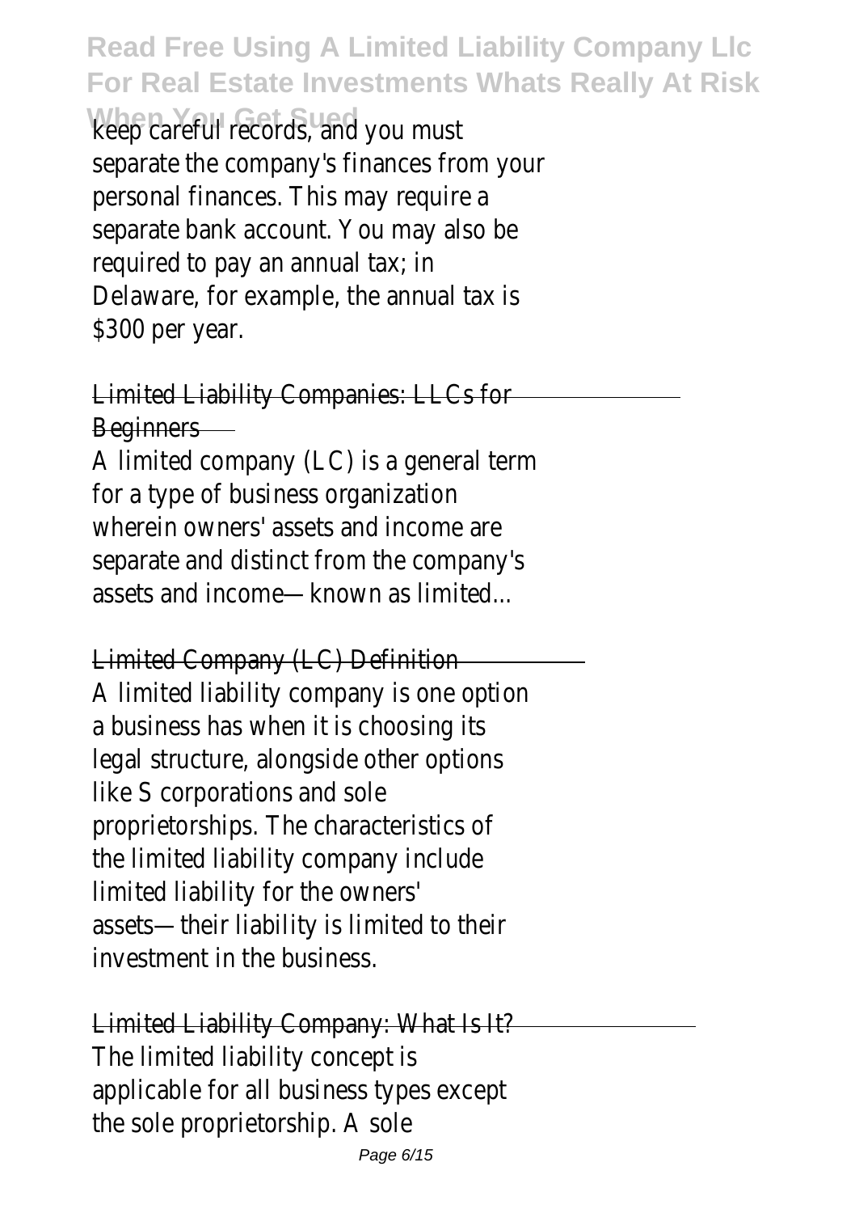keep careful records, and you must separate the company's finances from your personal finances. This may require a separate bank account. You may also be required to pay an annual tax; in Delaware, for example, the annual tax is $300 per year.

Limited Liability Companies: LLCs for Beginners

A limited company (LC) is a general term for a type of business organization wherein owners' assets and income are separate and distinct from the company's assets and income—known as limited...

Limited Company (LC) Definition

A limited liability company is one option a business has when it is choosing its legal structure, alongside other options like S corporations and sole proprietorships. The characteristics of the limited liability company include limited liability for the owners' assets—their liability is limited to their investment in the business.

Limited Liability Company: What Is It?

The limited liability concept is applicable for all business types except the sole proprietorship. A sole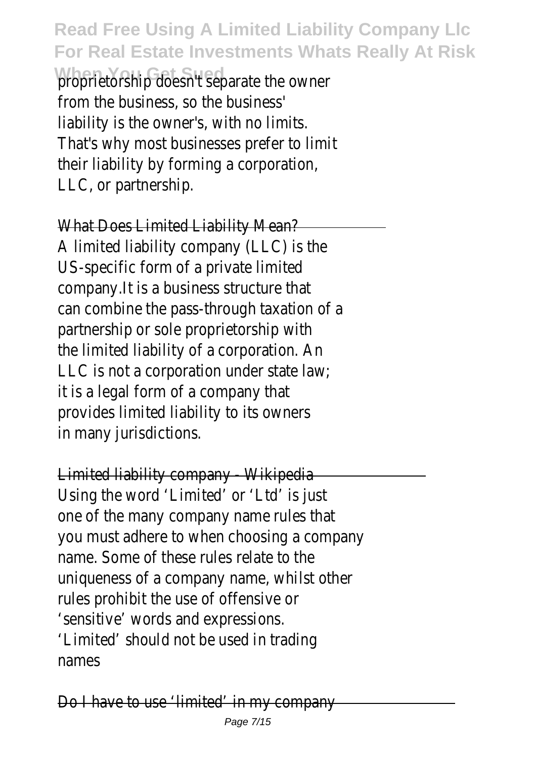proprietorship doesn't separate the owner from the business, so the business' liability is the owner's, with no limits. That's why most businesses prefer to limit their liability by forming a corporation, LLC, or partnership.

What Does Limited Liability Mean?

A limited liability company (LLC) is the US-specific form of a private limited company.It is a business structure that can combine the pass-through taxation of a partnership or sole proprietorship with the limited liability of a corporation. An LLC is not a corporation under state law; it is a legal form of a company that provides limited liability to its owners in many jurisdictions.

Limited liability company - Wikipedia

Using the word 'Limited' or 'Ltd' is just one of the many company name rules that you must adhere to when choosing a company name. Some of these rules relate to the uniqueness of a company name, whilst other rules prohibit the use of offensive or 'sensitive' words and expressions.

'Limited' should not be used in trading names

Do I have to use 'limited' in my company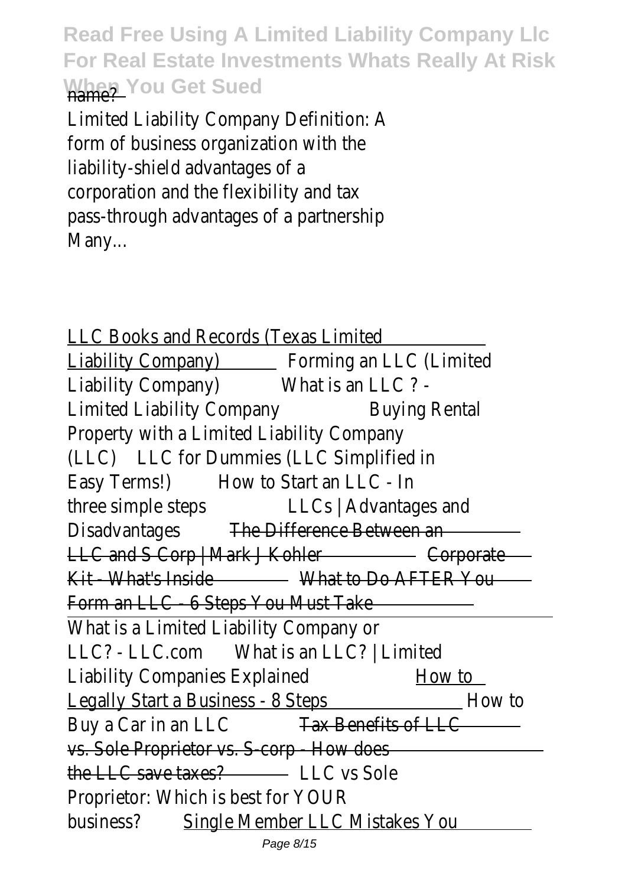name?

Limited Liability Company Definition: A form of business organization with the liability-shield advantages of a corporation and the flexibility and tax pass-through advantages of a partnership Many...

LLC Books and Records (Texas Limited Liability Company) Forming an LLC (Limited Liability Company) What is an LLC ? - Limited Liability Company Buying Rental Property with a Limited Liability Company (LLC) LLC for Dummies (LLC Simplified in Easy Terms!) How to Start an LLC - In three simple steps LLCs | Advantages and Disadvantages ~~The Difference Between an LLC and S Corp | Mark J Kohler~~ ~~Corporate Kit - What's Inside~~ ~~What to Do AFTER You Form an LLC - 6 Steps You Must Take~~

What is a Limited Liability Company or LLC? - LLC.com What is an LLC? | Limited Liability Companies Explained How to Legally Start a Business - 8 Steps How to Buy a Car in an LLC ~~Tax Benefits of LLC vs. Sole Proprietor vs. S-corp - How does the LLC save taxes?~~ LLC vs Sole Proprietor: Which is best for YOUR business? Single Member LLC Mistakes You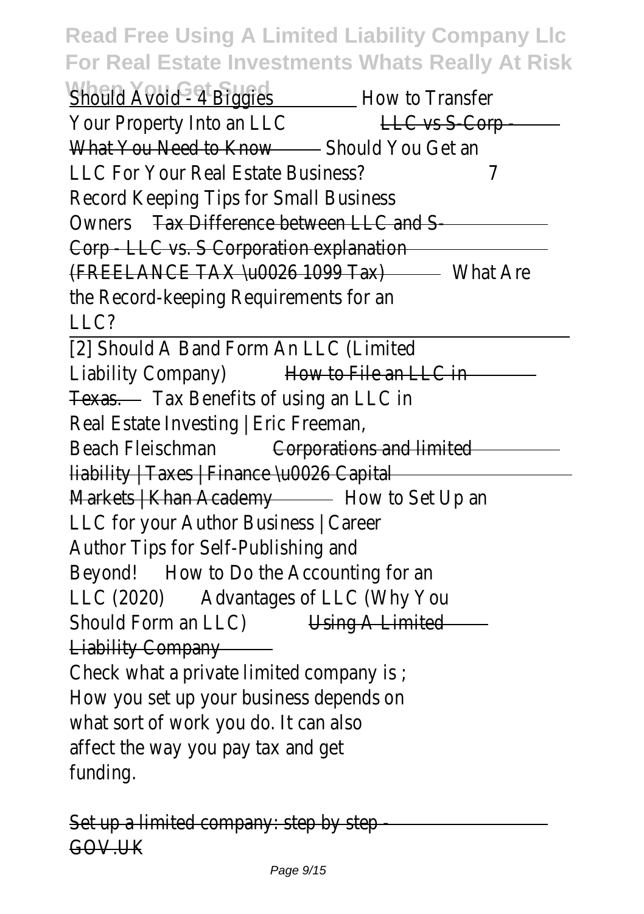Should Avoid - 4 Biggies How to Transfer Your Property Into an LLC LLC vs S-Corp - What You Need to Know Should You Get an LLC For Your Real Estate Business? 7 Record Keeping Tips for Small Business Owners Tax Difference between LLC and S-Corp - LLC vs. S Corporation explanation (FREELANCE TAX \u0026 1099 Tax) What Are the Record-keeping Requirements for an LLC?

---

[2] Should A Band Form An LLC (Limited Liability Company) How to File an LLC in Texas. Tax Benefits of using an LLC in Real Estate Investing | Eric Freeman, Beach Fleischman Corporations and limited liability | Taxes | Finance \u0026 Capital Markets | Khan Academy How to Set Up an LLC for your Author Business | Career Author Tips for Self-Publishing and Beyond! How to Do the Accounting for an LLC (2020) Advantages of LLC (Why You Should Form an LLC) Using A Limited Liability Company

Check what a private limited company is ; How you set up your business depends on what sort of work you do. It can also affect the way you pay tax and get funding.

Set up a limited company: step by step - GOV.UK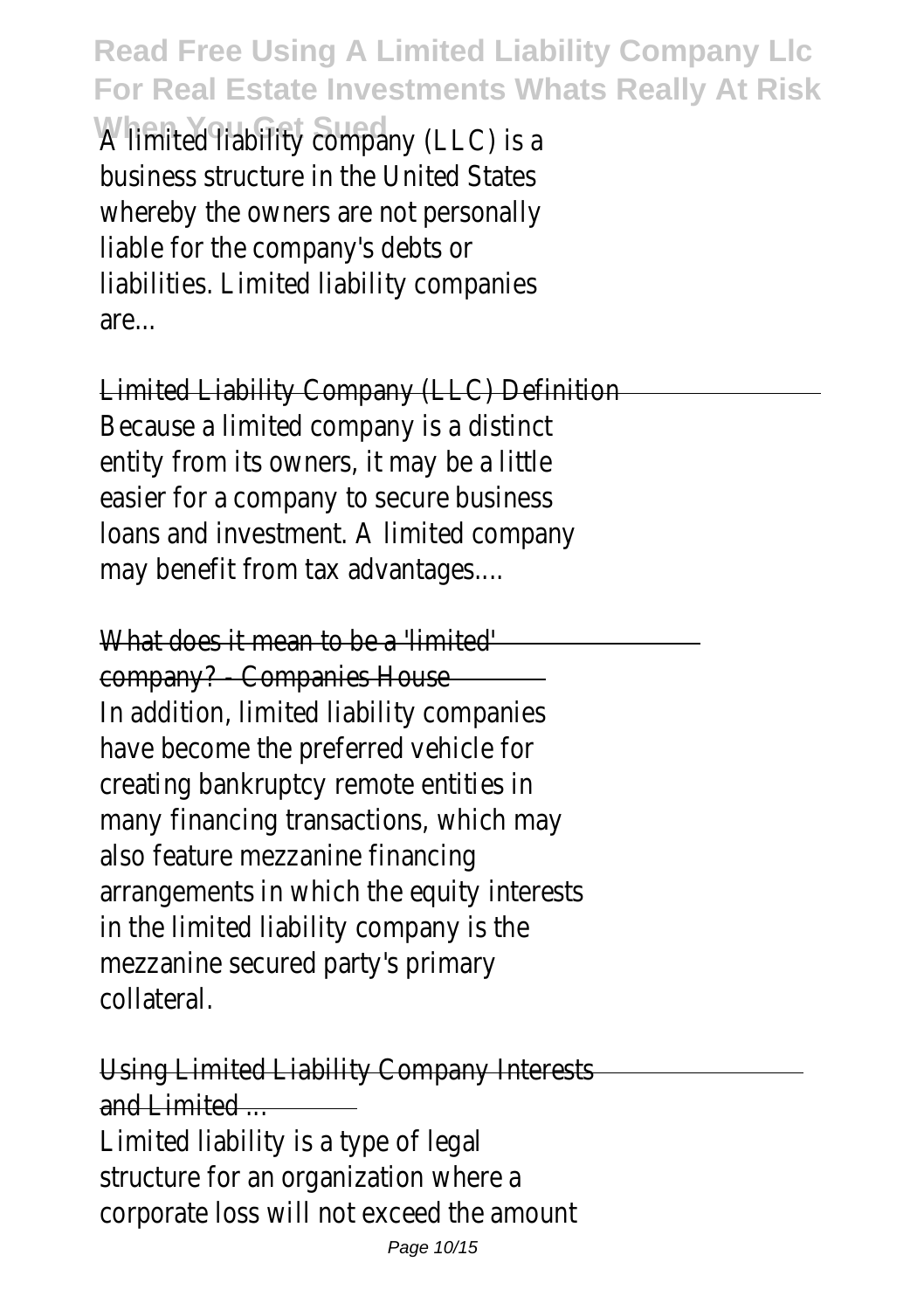A limited liability company (LLC) is a business structure in the United States whereby the owners are not personally liable for the company's debts or liabilities. Limited liability companies are...

Limited Liability Company (LLC) Definition

Because a limited company is a distinct entity from its owners, it may be a little easier for a company to secure business loans and investment. A limited company may benefit from tax advantages....

What does it mean to be a 'limited' company? - Companies House

In addition, limited liability companies have become the preferred vehicle for creating bankruptcy remote entities in many financing transactions, which may also feature mezzanine financing arrangements in which the equity interests in the limited liability company is the mezzanine secured party's primary collateral.

Using Limited Liability Company Interests and Limited ...

Limited liability is a type of legal structure for an organization where a corporate loss will not exceed the amount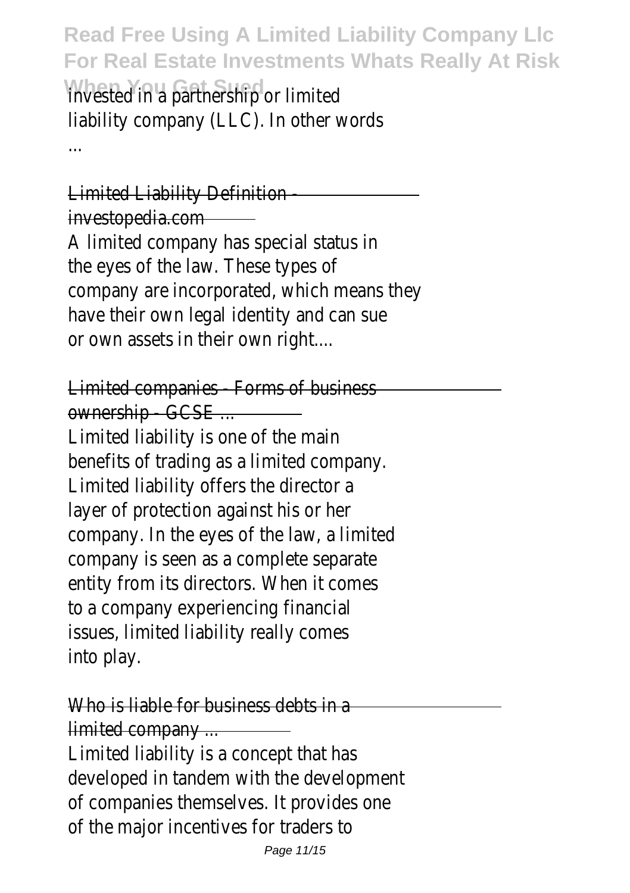invested in a partnership or limited liability company (LLC). In other words ...

Limited Liability Definition - investopedia.com

A limited company has special status in the eyes of the law. These types of company are incorporated, which means they have their own legal identity and can sue or own assets in their own right....

Limited companies - Forms of business ownership - GCSE ...

Limited liability is one of the main benefits of trading as a limited company. Limited liability offers the director a layer of protection against his or her company. In the eyes of the law, a limited company is seen as a complete separate entity from its directors. When it comes to a company experiencing financial issues, limited liability really comes into play.

Who is liable for business debts in a limited company ...

Limited liability is a concept that has developed in tandem with the development of companies themselves. It provides one of the major incentives for traders to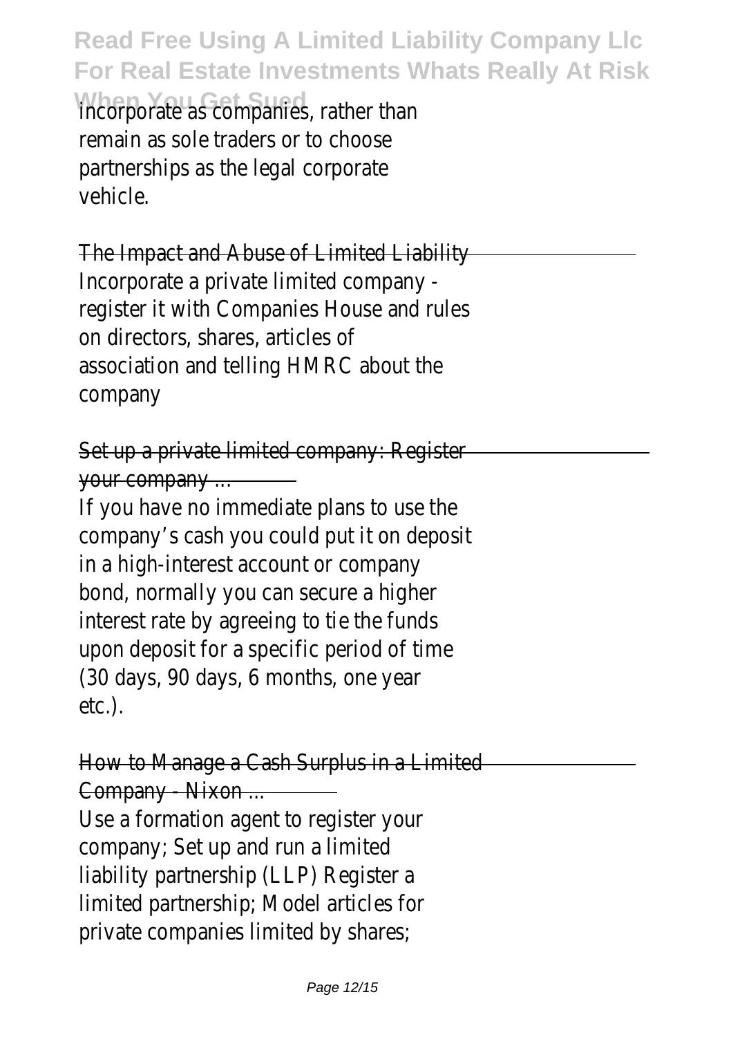incorporate as companies, rather than remain as sole traders or to choose partnerships as the legal corporate vehicle.

The Impact and Abuse of Limited Liability
Incorporate a private limited company - register it with Companies House and rules on directors, shares, articles of association and telling HMRC about the company

Set up a private limited company: Register your company ...
If you have no immediate plans to use the company's cash you could put it on deposit in a high-interest account or company bond, normally you can secure a higher interest rate by agreeing to tie the funds upon deposit for a specific period of time (30 days, 90 days, 6 months, one year etc.).

How to Manage a Cash Surplus in a Limited Company - Nixon ...
Use a formation agent to register your company; Set up and run a limited liability partnership (LLP) Register a limited partnership; Model articles for private companies limited by shares;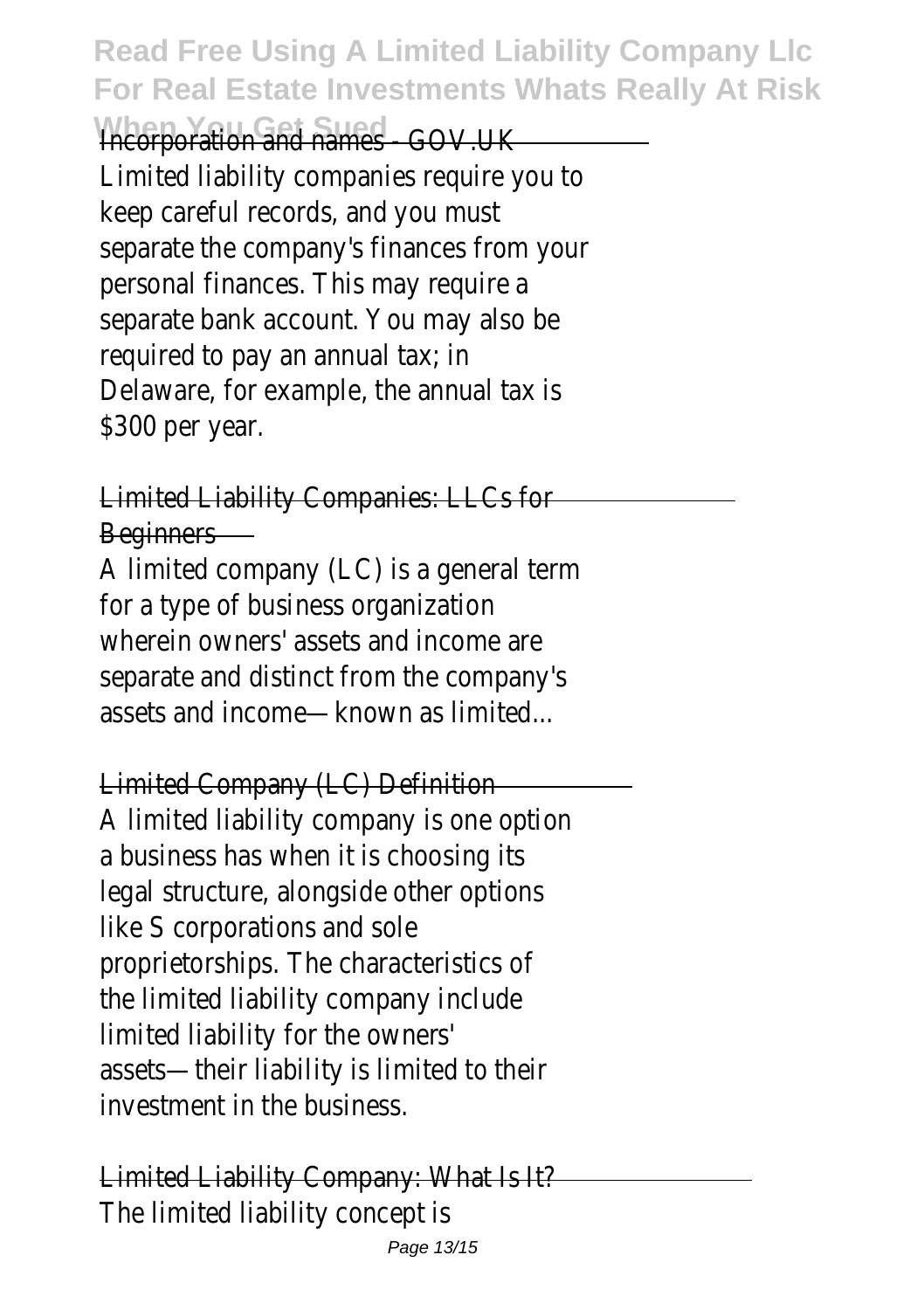Incorporation and names - GOV.UK

Limited liability companies require you to keep careful records, and you must separate the company's finances from your personal finances. This may require a separate bank account. You may also be required to pay an annual tax; in Delaware, for example, the annual tax is $300 per year.

Limited Liability Companies: LLCs for Beginners

A limited company (LC) is a general term for a type of business organization wherein owners' assets and income are separate and distinct from the company's assets and income—known as limited...

Limited Company (LC) Definition

A limited liability company is one option a business has when it is choosing its legal structure, alongside other options like S corporations and sole proprietorships. The characteristics of the limited liability company include limited liability for the owners' assets—their liability is limited to their investment in the business.

Limited Liability Company: What Is It?

The limited liability concept is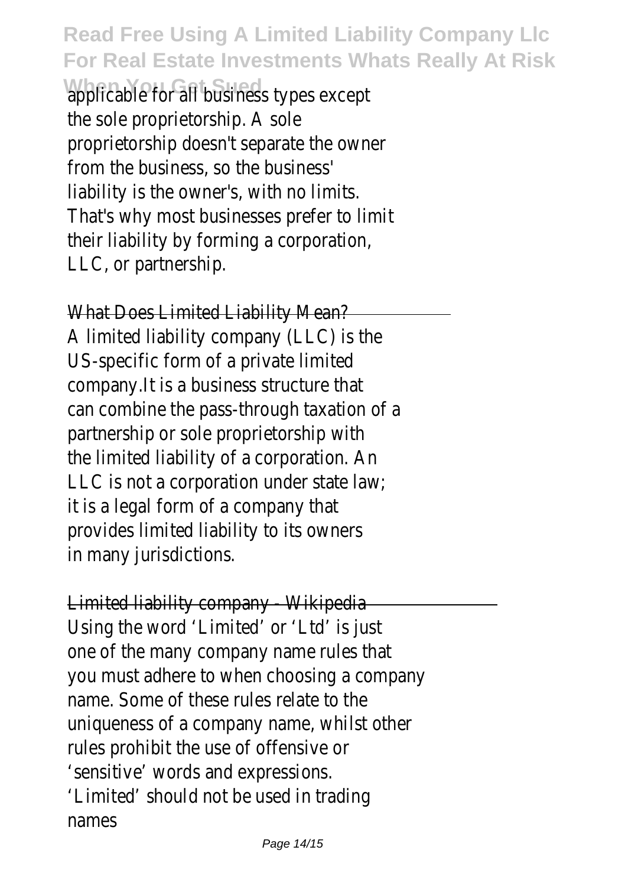applicable for all business types except the sole proprietorship. A sole proprietorship doesn't separate the owner from the business, so the business' liability is the owner's, with no limits. That's why most businesses prefer to limit their liability by forming a corporation, LLC, or partnership.

What Does Limited Liability Mean?

A limited liability company (LLC) is the US-specific form of a private limited company.It is a business structure that can combine the pass-through taxation of a partnership or sole proprietorship with the limited liability of a corporation. An LLC is not a corporation under state law; it is a legal form of a company that provides limited liability to its owners in many jurisdictions.

Limited liability company - Wikipedia

Using the word 'Limited' or 'Ltd' is just one of the many company name rules that you must adhere to when choosing a company name. Some of these rules relate to the uniqueness of a company name, whilst other rules prohibit the use of offensive or 'sensitive' words and expressions.

'Limited' should not be used in trading names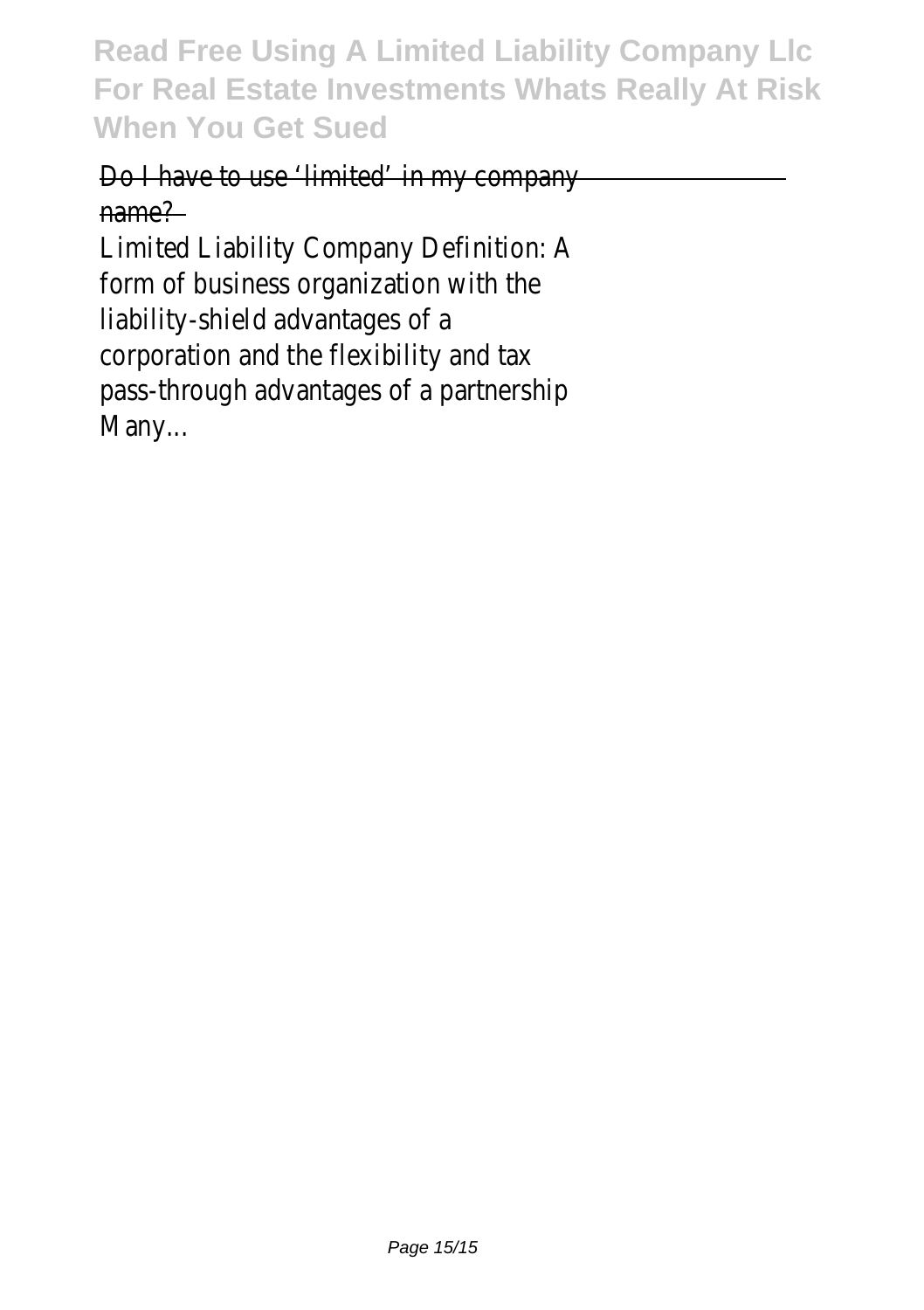Do I have to use 'limited' in my company name?

Limited Liability Company Definition: A form of business organization with the liability-shield advantages of a corporation and the flexibility and tax pass-through advantages of a partnership Many...